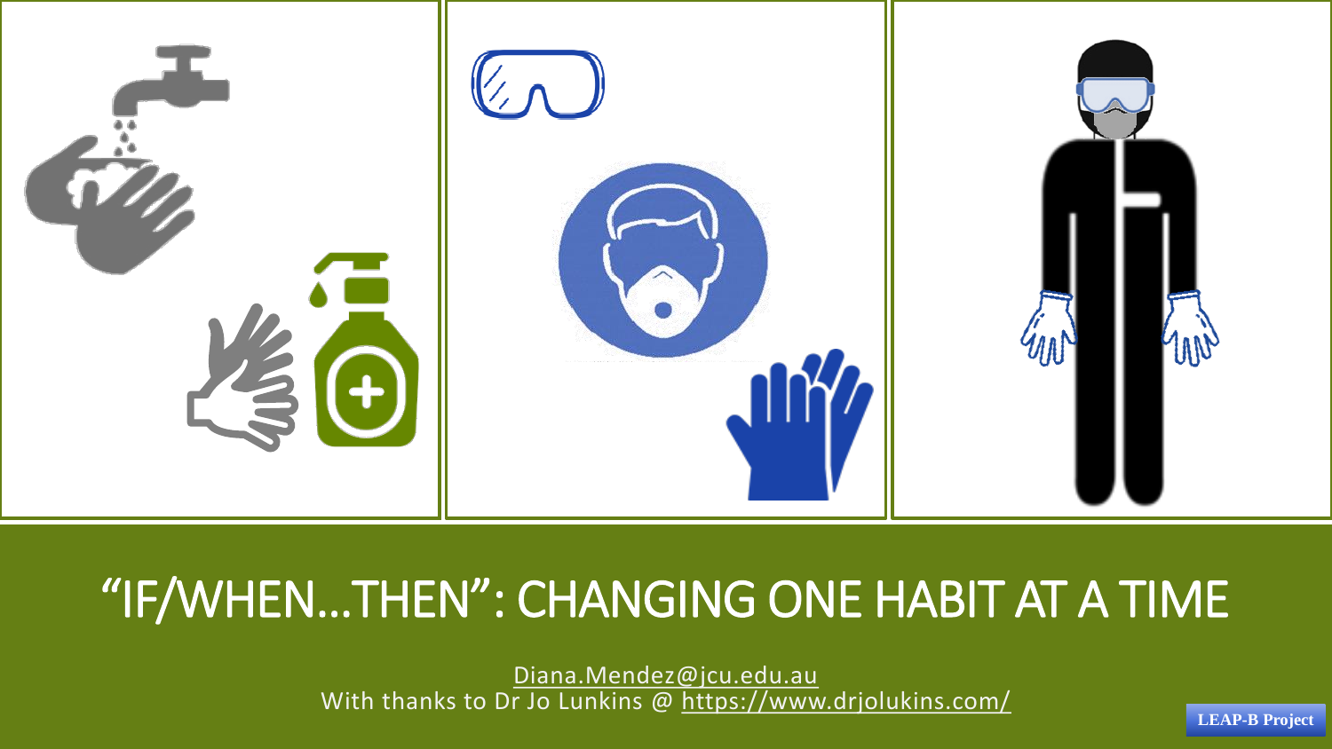# "IF/WHEN…THEN": CHANGING ONE HABIT AT A TIME

Diana.Mendez@jcu.edu.au

With thanks to Dr Jo Lunkins @ https://www.drjolukins.com/

LEAP-B Project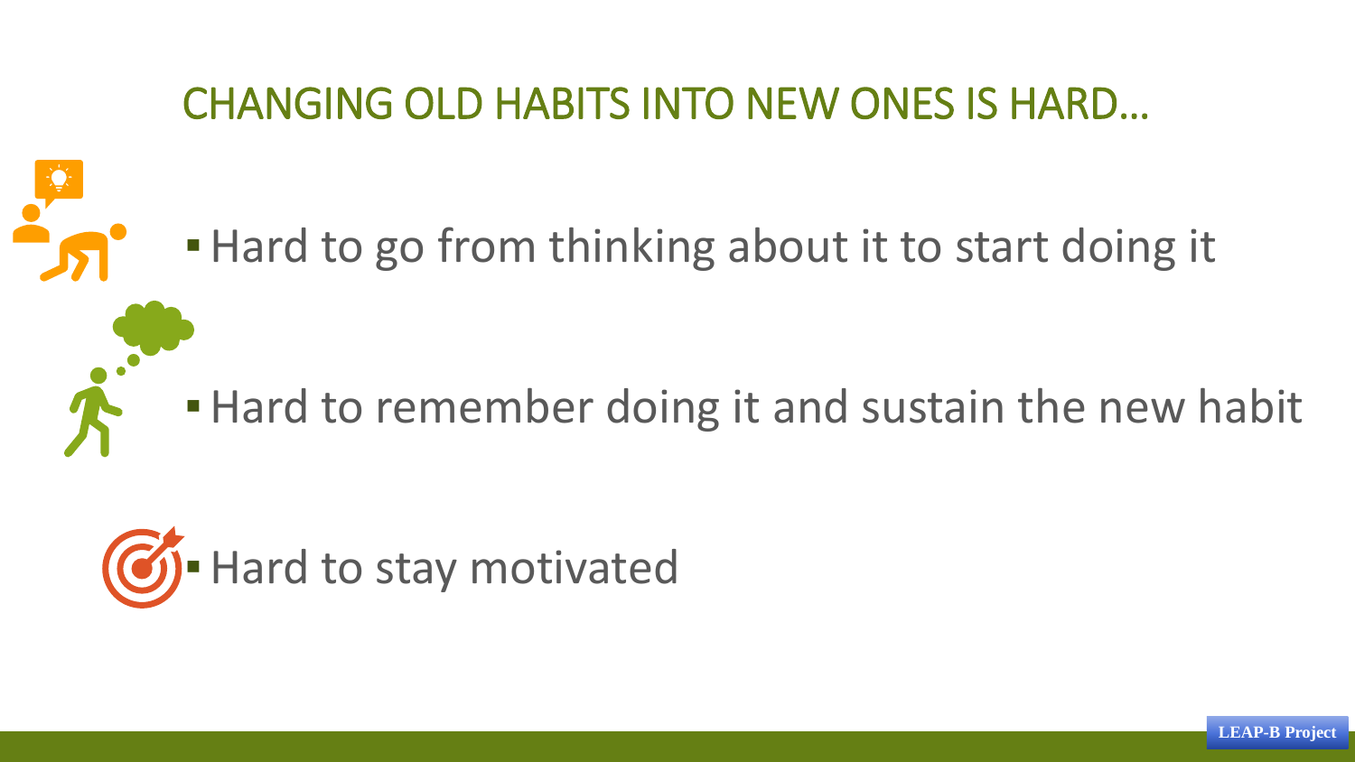# CHANGING OLD HABITS INTO NEW ONES IS HARD…

- Hard to go from thinking about it to start doing it
- Hard to remember doing it and sustain the new habit
- Hard to stay motivated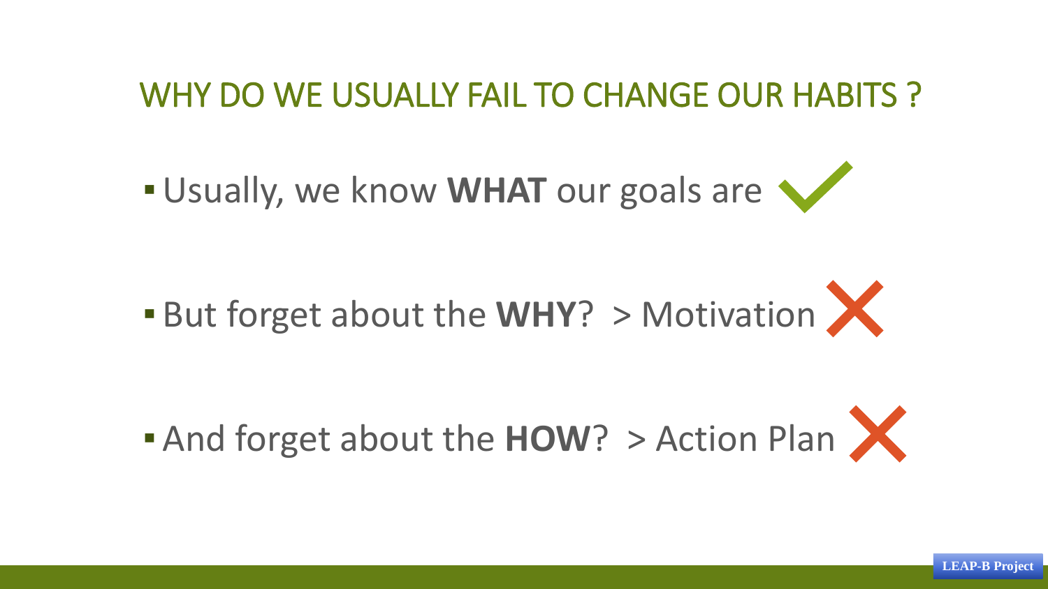## WHY DO WE USUALLY FAIL TO CHANGE OUR HABITS ?

- Usually, we know **WHAT** our goals are ✓
- But forget about the **WHY**? > Motivation ✗
- And forget about the **HOW**? > Action Plan ✗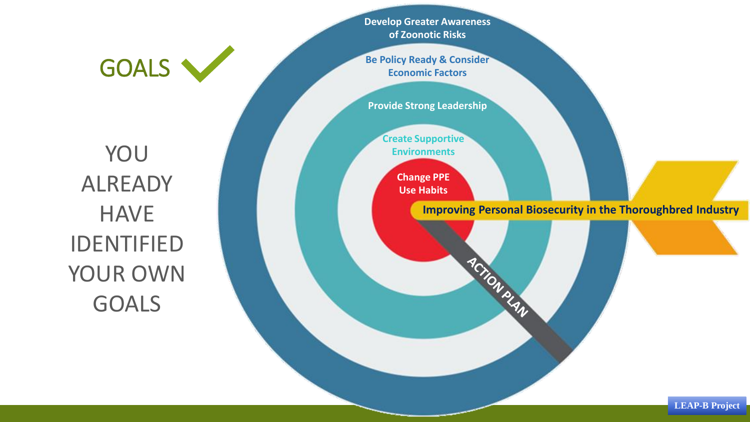# GOALS ✓

YOU ALREADY HAVE IDENTIFIED YOUR OWN GOALS

- Develop Greater Awareness of Zoonotic Risks
- Be Policy Ready & Consider Economic Factors
- Provide Strong Leadership
- Create Supportive Environments
- Change PPE Use Habits

**Improving Personal Biosecurity in the Thoroughbred Industry**

ACTION PLAN

LEAP-B Project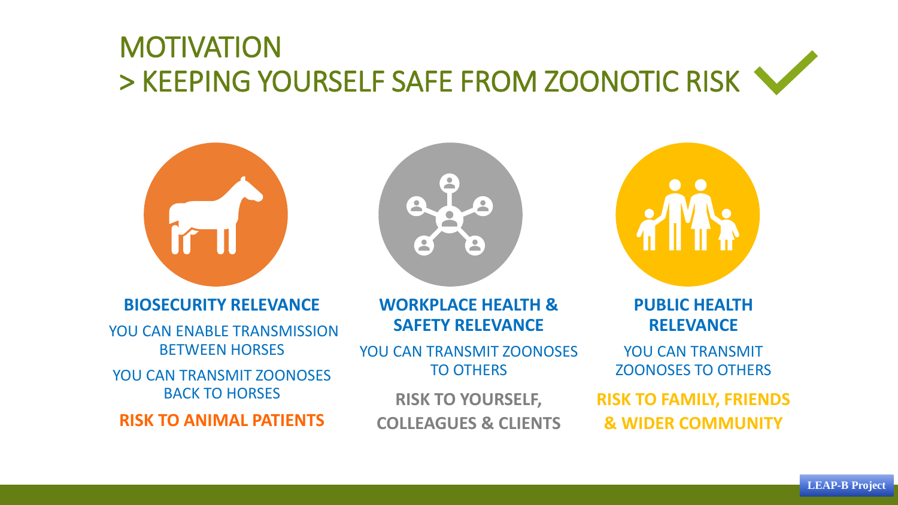# MOTIVATION
# > KEEPING YOURSELF SAFE FROM ZOONOTIC RISK

### BIOSECURITY RELEVANCE

YOU CAN ENABLE TRANSMISSION BETWEEN HORSES

YOU CAN TRANSMIT ZOONOSES BACK TO HORSES

**RISK TO ANIMAL PATIENTS**

### WORKPLACE HEALTH & SAFETY RELEVANCE

YOU CAN TRANSMIT ZOONOSES TO OTHERS

**RISK TO YOURSELF, COLLEAGUES & CLIENTS**

### PUBLIC HEALTH RELEVANCE

YOU CAN TRANSMIT ZOONOSES TO OTHERS

**RISK TO FAMILY, FRIENDS & WIDER COMMUNITY**

LEAP-B Project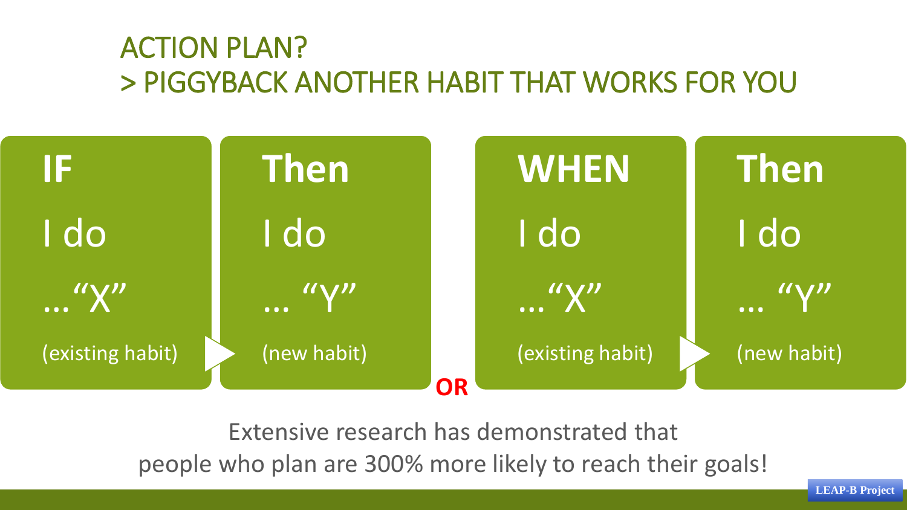# ACTION PLAN?
# > PIGGYBACK ANOTHER HABIT THAT WORKS FOR YOU

**IF**

I do

…"X"

(existing habit)

**Then**

I do

… "Y"

(new habit)

**OR**

**WHEN**

I do

…"X"

(existing habit)

**Then**

I do

… "Y"

(new habit)

Extensive research has demonstrated that
people who plan are 300% more likely to reach their goals!

LEAP-B Project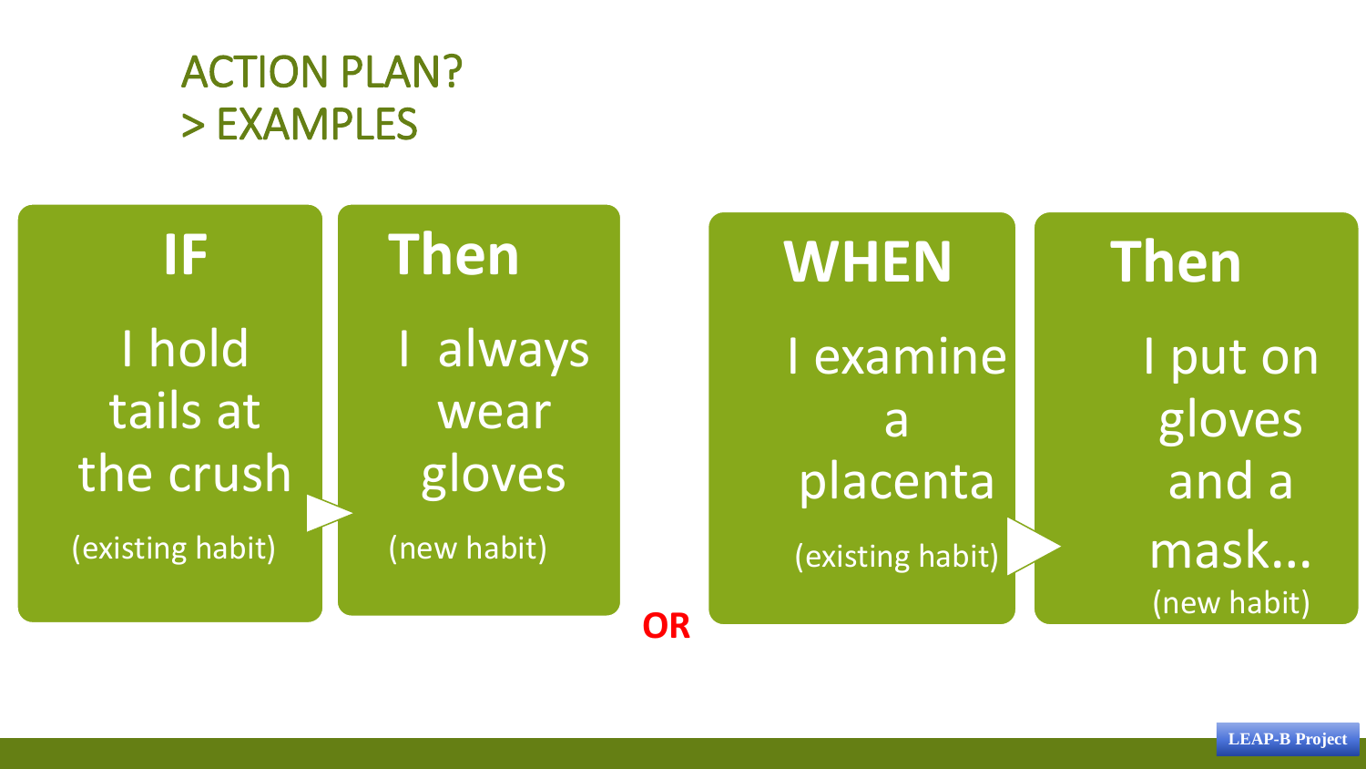# ACTION PLAN?
# > EXAMPLES

**IF**

I hold tails at the crush

(existing habit)

**Then**

I always wear gloves

(new habit)

**OR**

**WHEN**

I examine a placenta

(existing habit)

**Then**

I put on gloves and a mask...

(new habit)

LEAP-B Project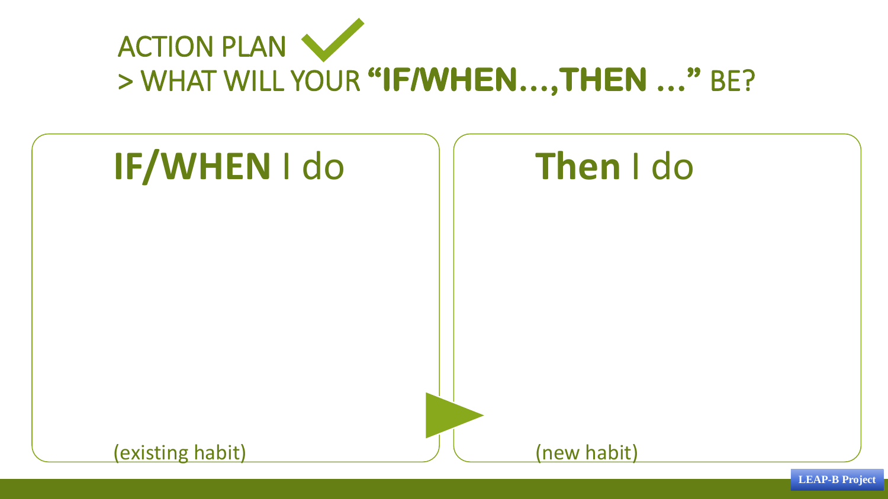# ACTION PLAN
## > WHAT WILL YOUR **"IF/WHEN…, THEN …"** BE?

**IF/WHEN** I do

(existing habit)

**Then** I do

(new habit)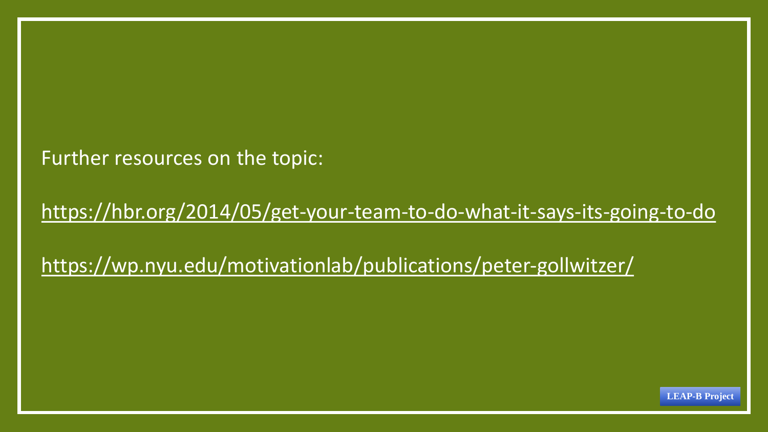Further resources on the topic:

https://hbr.org/2014/05/get-your-team-to-do-what-it-says-its-going-to-do

https://wp.nyu.edu/motivationlab/publications/peter-gollwitzer/